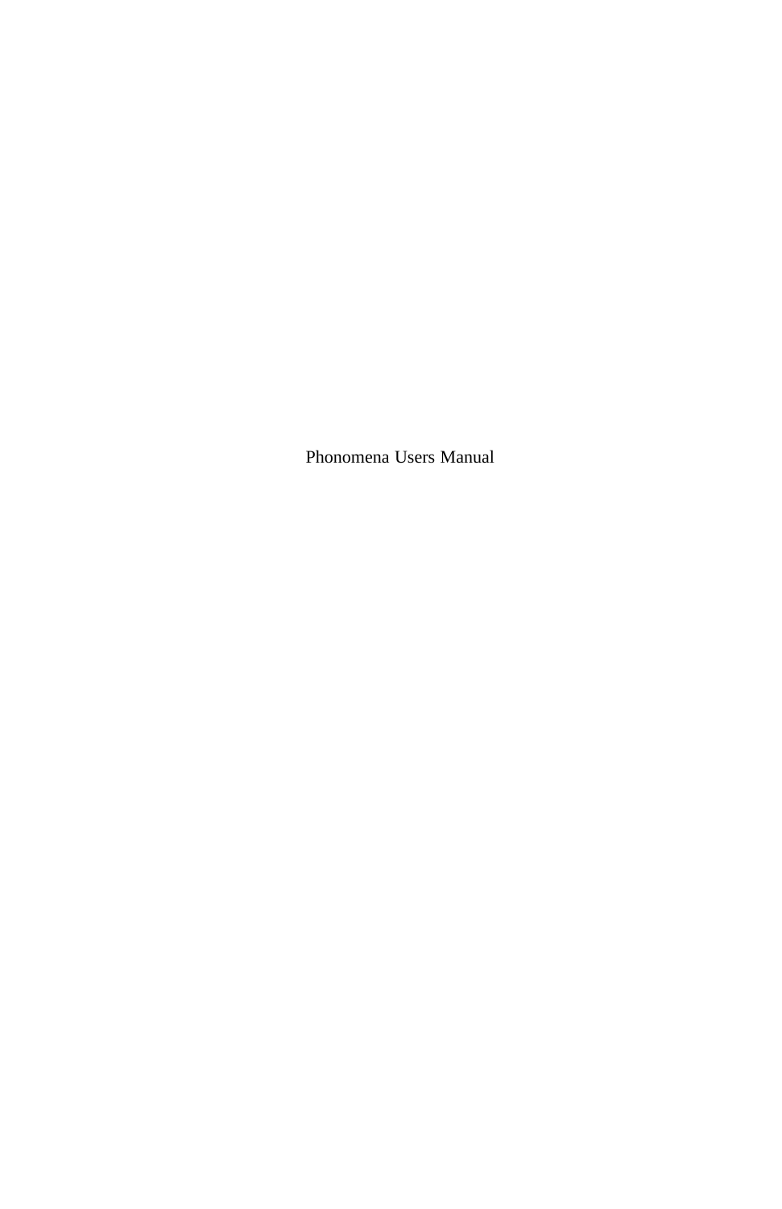# Phonomena Users Manual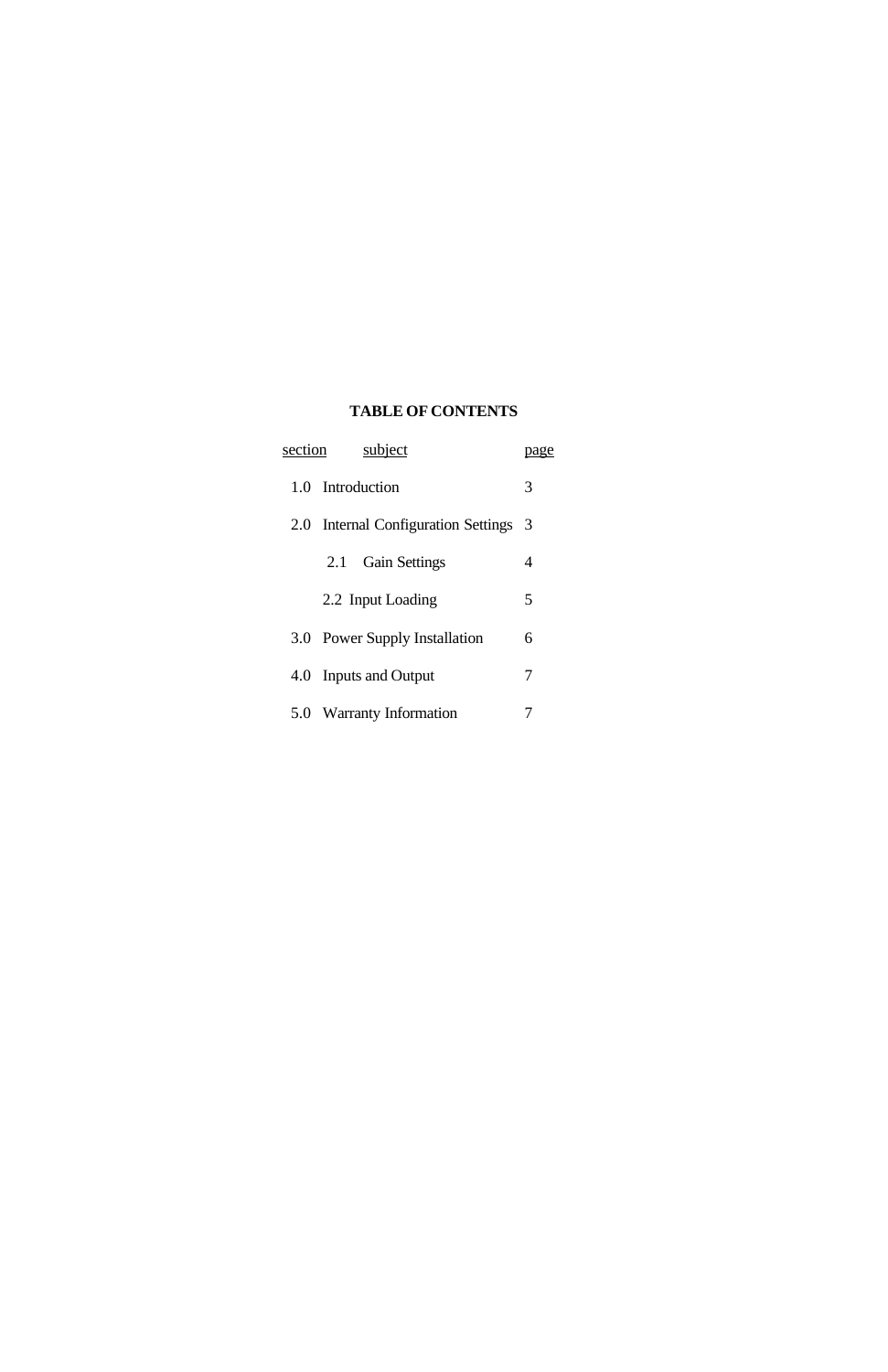**TABLE OF CONTENTS**

| section | subject | page |
| --- | --- | --- |
| 1.0 | Introduction | 3 |
| 2.0 | Internal Configuration Settings | 3 |
| | 2.1 Gain Settings | 4 |
| | 2.2 Input Loading | 5 |
| 3.0 | Power Supply Installation | 6 |
| 4.0 | Inputs and Output | 7 |
| 5.0 | Warranty Information | 7 |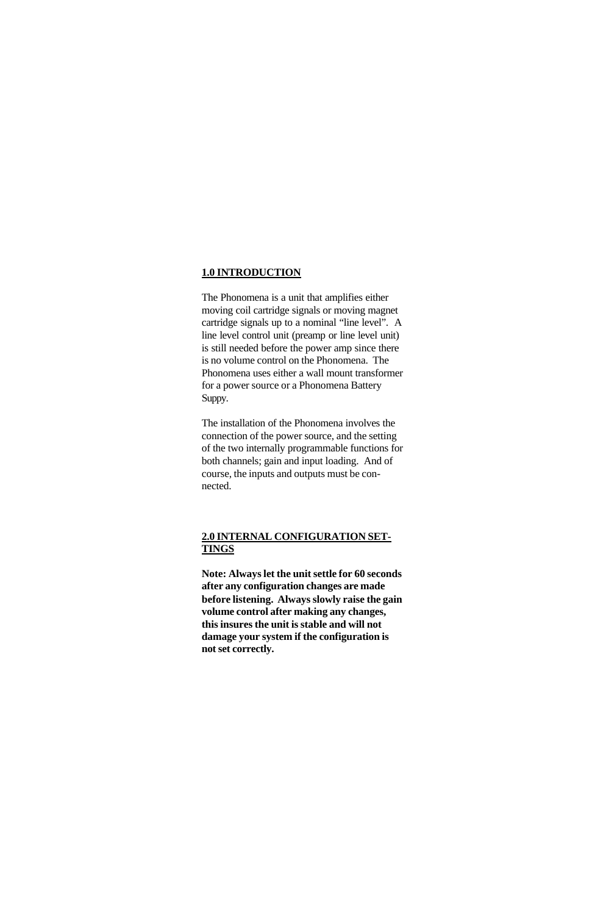## 1.0 INTRODUCTION

The Phonomena is a unit that amplifies either moving coil cartridge signals or moving magnet cartridge signals up to a nominal “line level”.  A line level control unit (preamp or line level unit) is still needed before the power amp since there is no volume control on the Phonomena.  The Phonomena uses either a wall mount transformer for a power source or a Phonomena Battery Suppy.

The installation of the Phonomena involves the connection of the power source, and the setting of the two internally programmable functions for both channels; gain and input loading.  And of course, the inputs and outputs must be connected.

## 2.0 INTERNAL CONFIGURATION SETTINGS

**Note: Always let the unit settle for 60 seconds after any configuration changes are made before listening.  Always slowly raise the gain volume control after making any changes, this insures the unit is stable and will not damage your system if the configuration is not set correctly.**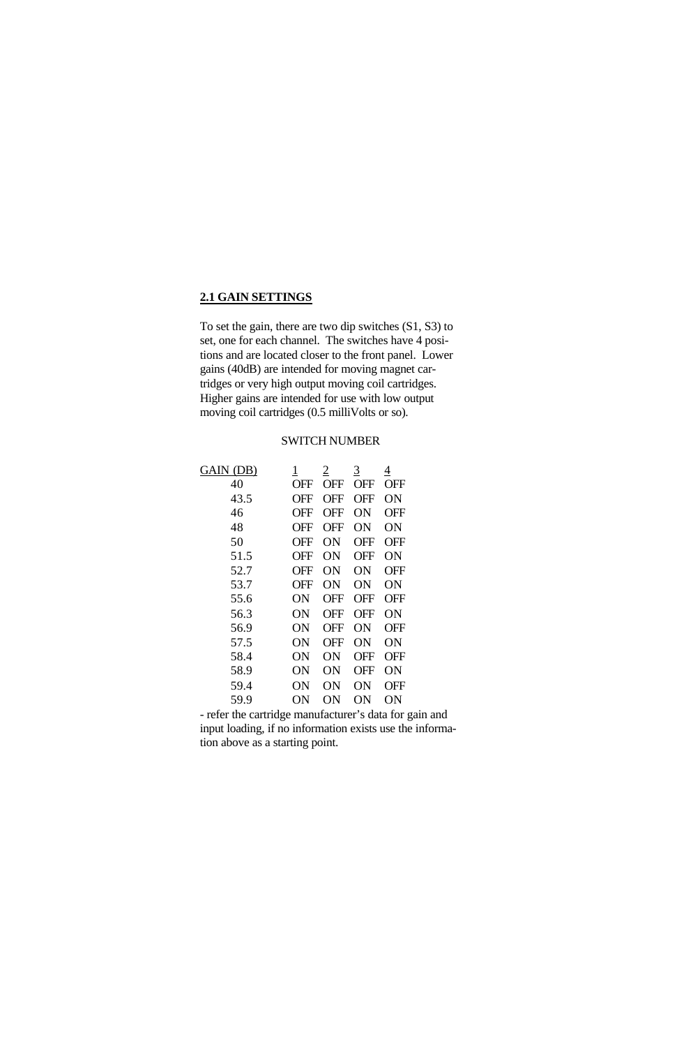## 2.1 GAIN SETTINGS

To set the gain, there are two dip switches (S1, S3) to set, one for each channel. The switches have 4 positions and are located closer to the front panel. Lower gains (40dB) are intended for moving magnet cartridges or very high output moving coil cartridges. Higher gains are intended for use with low output moving coil cartridges (0.5 milliVolts or so).

SWITCH NUMBER

| GAIN (DB) | 1 | 2 | 3 | 4 |
|---|---|---|---|---|
| 40 | OFF | OFF | OFF | OFF |
| 43.5 | OFF | OFF | OFF | ON |
| 46 | OFF | OFF | ON | OFF |
| 48 | OFF | OFF | ON | ON |
| 50 | OFF | ON | OFF | OFF |
| 51.5 | OFF | ON | OFF | ON |
| 52.7 | OFF | ON | ON | OFF |
| 53.7 | OFF | ON | ON | ON |
| 55.6 | ON | OFF | OFF | OFF |
| 56.3 | ON | OFF | OFF | ON |
| 56.9 | ON | OFF | ON | OFF |
| 57.5 | ON | OFF | ON | ON |
| 58.4 | ON | ON | OFF | OFF |
| 58.9 | ON | ON | OFF | ON |
| 59.4 | ON | ON | ON | OFF |
| 59.9 | ON | ON | ON | ON |

- refer the cartridge manufacturer's data for gain and input loading, if no information exists use the information above as a starting point.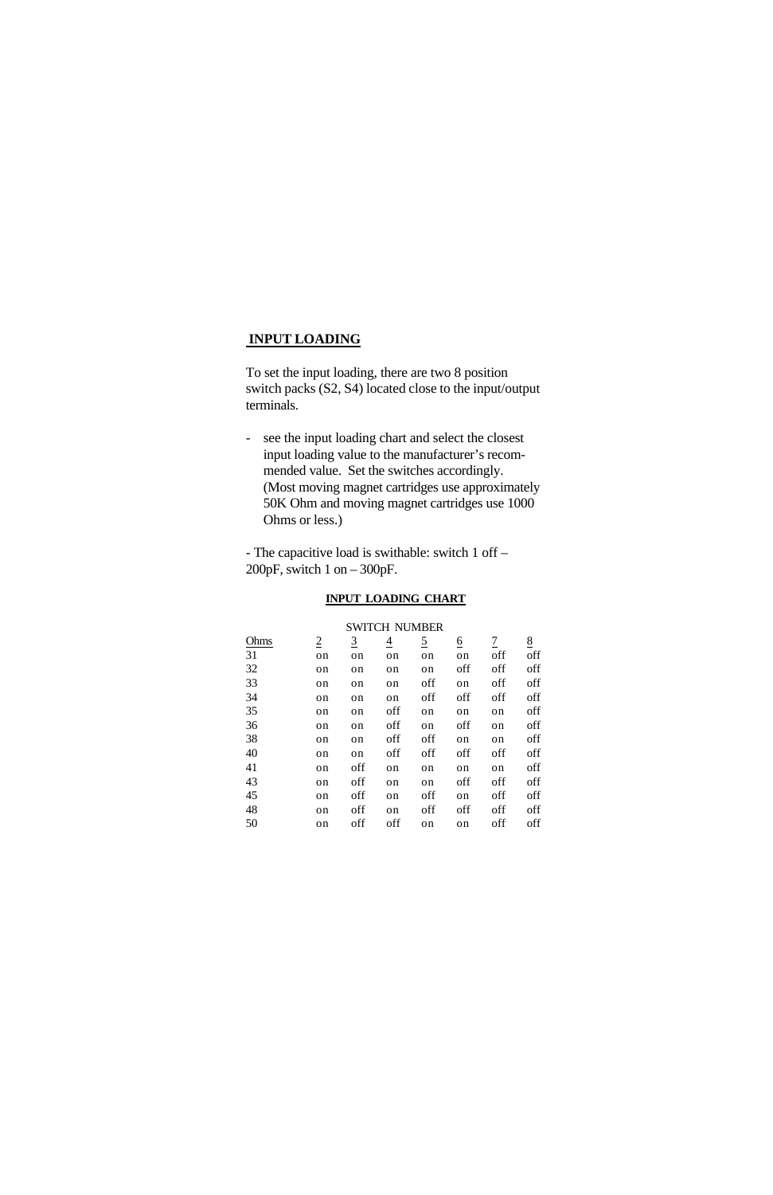## INPUT LOADING

To set the input loading, there are two 8 position switch packs (S2, S4) located close to the input/output terminals.

- see the input loading chart and select the closest input loading value to the manufacturer's recommended value. Set the switches accordingly. (Most moving magnet cartridges use approximately 50K Ohm and moving magnet cartridges use 1000 Ohms or less.)

- The capacitive load is swithable: switch 1 off – 200pF, switch 1 on – 300pF.

### INPUT LOADING CHART

| | SWITCH NUMBER | | | | | | |
|---|---|---|---|---|---|---|---|
| Ohms | 2 | 3 | 4 | 5 | 6 | 7 | 8 |
| 31 | on | on | on | on | on | off | off |
| 32 | on | on | on | on | off | off | off |
| 33 | on | on | on | off | on | off | off |
| 34 | on | on | on | off | off | off | off |
| 35 | on | on | off | on | on | on | off |
| 36 | on | on | off | on | off | on | off |
| 38 | on | on | off | off | on | on | off |
| 40 | on | on | off | off | off | off | off |
| 41 | on | off | on | on | on | on | off |
| 43 | on | off | on | on | off | off | off |
| 45 | on | off | on | off | on | off | off |
| 48 | on | off | on | off | off | off | off |
| 50 | on | off | off | on | on | off | off |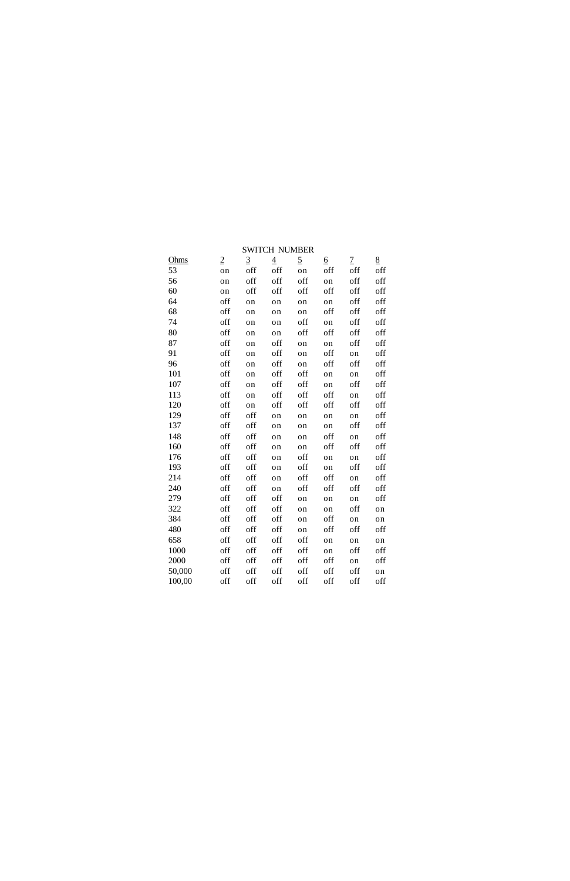| | SWITCH NUMBER | | | | | | |
|---|---|---|---|---|---|---|---|
| Ohms | 2 | 3 | 4 | 5 | 6 | 7 | 8 |
| 53 | on | off | off | on | off | off | off |
| 56 | on | off | off | off | on | off | off |
| 60 | on | off | off | off | off | off | off |
| 64 | off | on | on | on | on | off | off |
| 68 | off | on | on | on | off | off | off |
| 74 | off | on | on | off | on | off | off |
| 80 | off | on | on | off | off | off | off |
| 87 | off | on | off | on | on | off | off |
| 91 | off | on | off | on | off | on | off |
| 96 | off | on | off | on | off | off | off |
| 101 | off | on | off | off | on | on | off |
| 107 | off | on | off | off | on | off | off |
| 113 | off | on | off | off | off | on | off |
| 120 | off | on | off | off | off | off | off |
| 129 | off | off | on | on | on | on | off |
| 137 | off | off | on | on | on | off | off |
| 148 | off | off | on | on | off | on | off |
| 160 | off | off | on | on | off | off | off |
| 176 | off | off | on | off | on | on | off |
| 193 | off | off | on | off | on | off | off |
| 214 | off | off | on | off | off | on | off |
| 240 | off | off | on | off | off | off | off |
| 279 | off | off | off | on | on | on | off |
| 322 | off | off | off | on | on | off | on |
| 384 | off | off | off | on | off | on | on |
| 480 | off | off | off | on | off | off | off |
| 658 | off | off | off | off | on | on | on |
| 1000 | off | off | off | off | on | off | off |
| 2000 | off | off | off | off | off | on | off |
| 50,000 | off | off | off | off | off | off | on |
| 100,00 | off | off | off | off | off | off | off |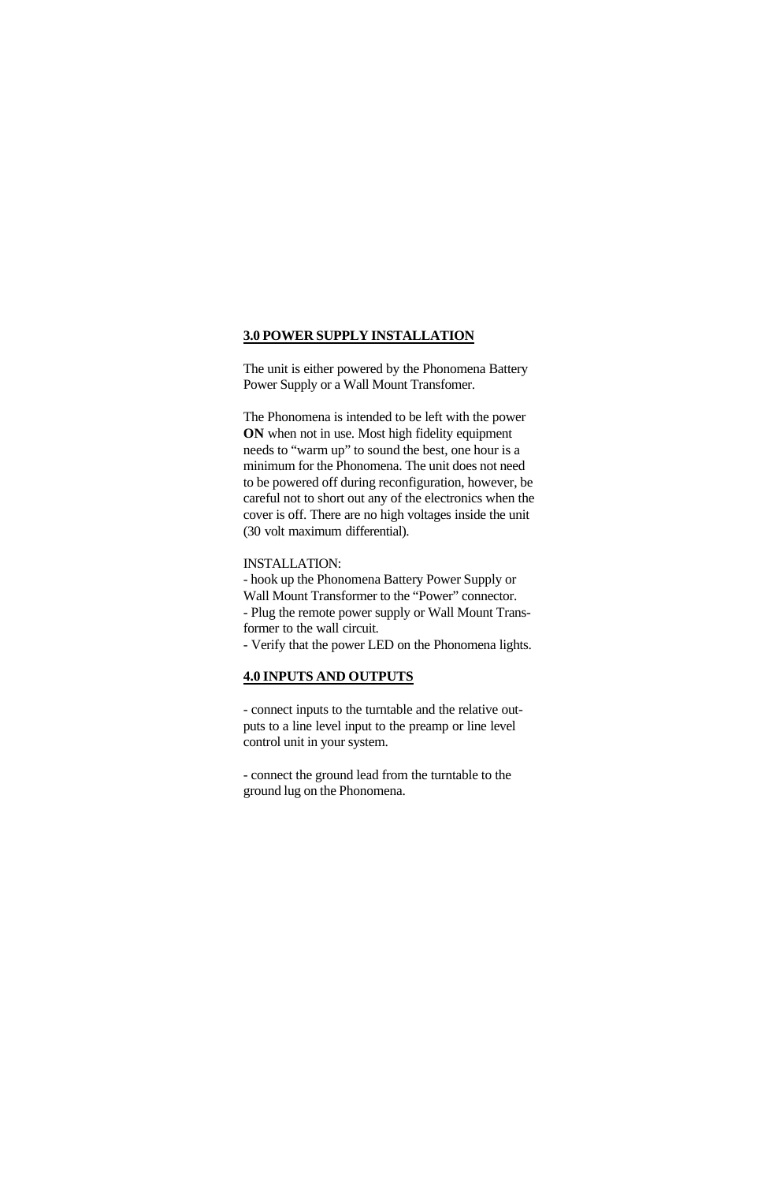## 3.0 POWER SUPPLY INSTALLATION

The unit is either powered by the Phonomena Battery Power Supply or a Wall Mount Transfomer.

The Phonomena is intended to be left with the power **ON** when not in use. Most high fidelity equipment needs to “warm up” to sound the best, one hour is a minimum for the Phonomena. The unit does not need to be powered off during reconfiguration, however, be careful not to short out any of the electronics when the cover is off. There are no high voltages inside the unit (30 volt maximum differential).

INSTALLATION:

- hook up the Phonomena Battery Power Supply or Wall Mount Transformer to the “Power” connector.
- Plug the remote power supply or Wall Mount Transformer to the wall circuit.
- Verify that the power LED on the Phonomena lights.

## 4.0 INPUTS AND OUTPUTS

- connect inputs to the turntable and the relative outputs to a line level input to the preamp or line level control unit in your system.

- connect the ground lead from the turntable to the ground lug on the Phonomena.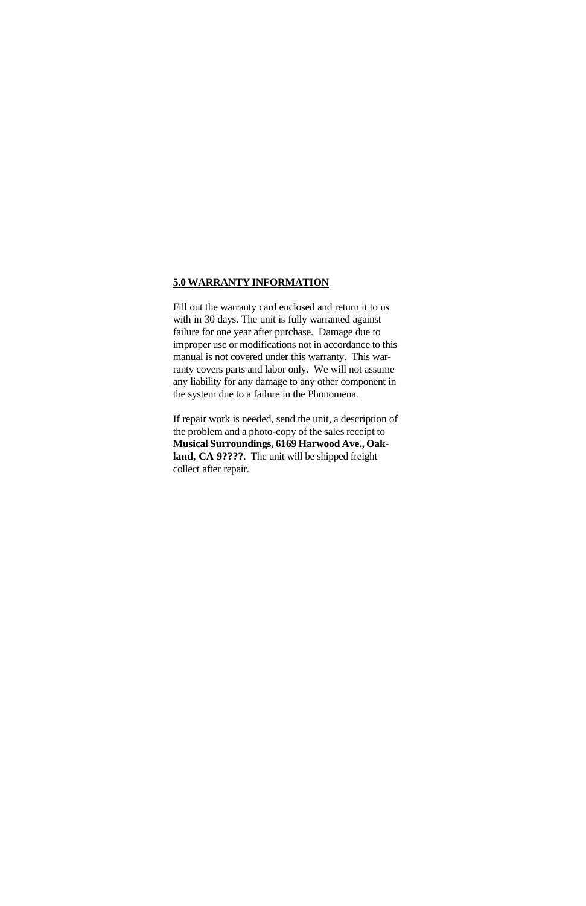## 5.0 WARRANTY INFORMATION

Fill out the warranty card enclosed and return it to us with in 30 days. The unit is fully warranted against failure for one year after purchase. Damage due to improper use or modifications not in accordance to this manual is not covered under this warranty. This warranty covers parts and labor only. We will not assume any liability for any damage to any other component in the system due to a failure in the Phonomena.

If repair work is needed, send the unit, a description of the problem and a photo-copy of the sales receipt to **Musical Surroundings, 6169 Harwood Ave., Oakland, CA 9????**. The unit will be shipped freight collect after repair.